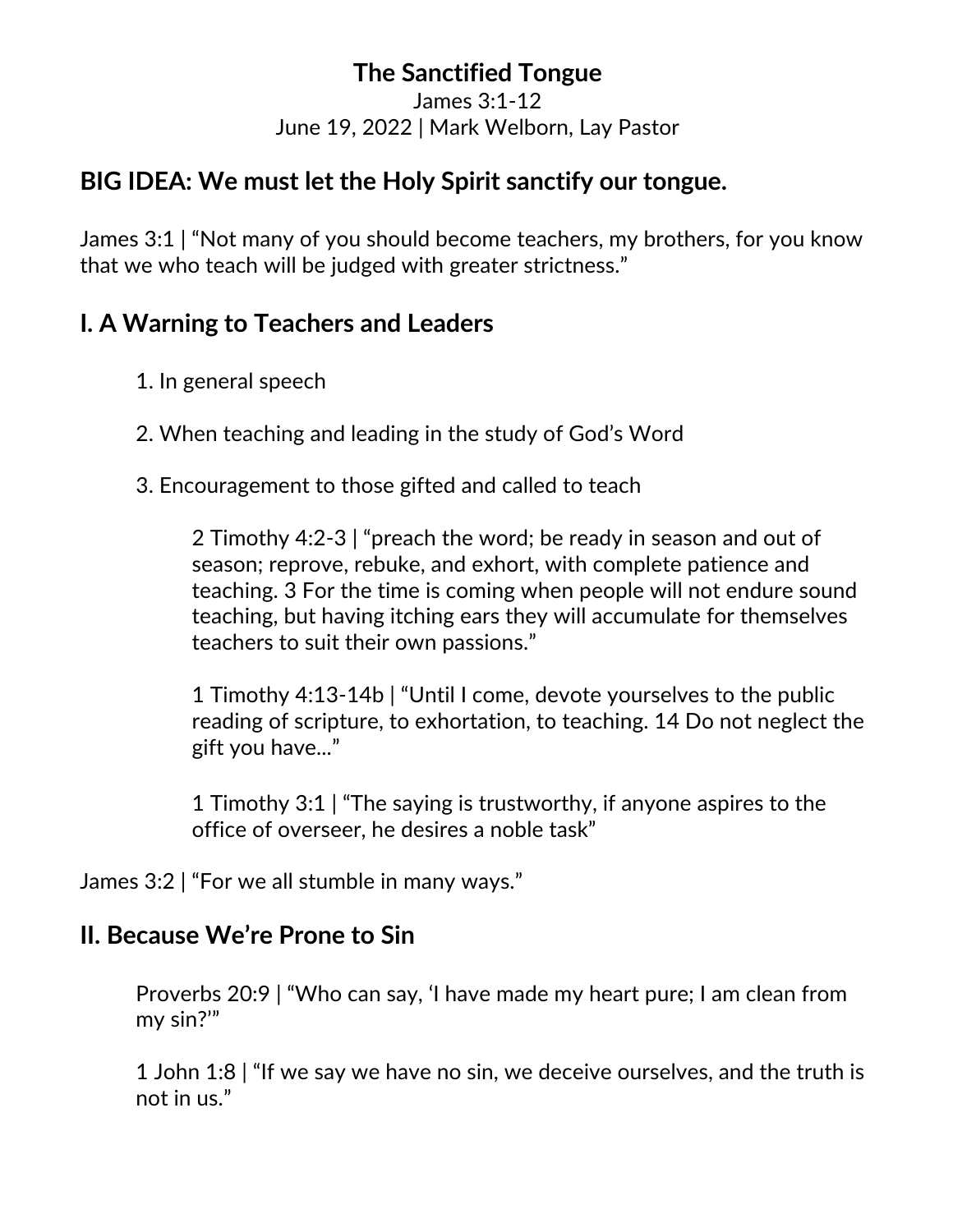# The Sanctified Tongue

James 3:1-12

June 19, 2022 | Mark Welborn, Lay Pastor

## BIG IDEA: We must let the Holy Spirit sanctify our tongue.

James 3:1 | "Not many of you should become teachers, my brothers, for you know that we who teach will be judged with greater strictness."

## I. A Warning to Teachers and Leaders

1. In general speech

2. When teaching and leading in the study of God's Word

3. Encouragement to those gifted and called to teach

> 2 Timothy 4:2-3 | "preach the word; be ready in season and out of season; reprove, rebuke, and exhort, with complete patience and teaching. 3 For the time is coming when people will not endure sound teaching, but having itching ears they will accumulate for themselves teachers to suit their own passions."
>
> 1 Timothy 4:13-14b | "Until I come, devote yourselves to the public reading of scripture, to exhortation, to teaching. 14 Do not neglect the gift you have..."
>
> 1 Timothy 3:1 | "The saying is trustworthy, if anyone aspires to the office of overseer, he desires a noble task"

James 3:2 | "For we all stumble in many ways."

## II. Because We're Prone to Sin

> Proverbs 20:9 | "Who can say, 'I have made my heart pure; I am clean from my sin?'"
>
> 1 John 1:8 | "If we say we have no sin, we deceive ourselves, and the truth is not in us."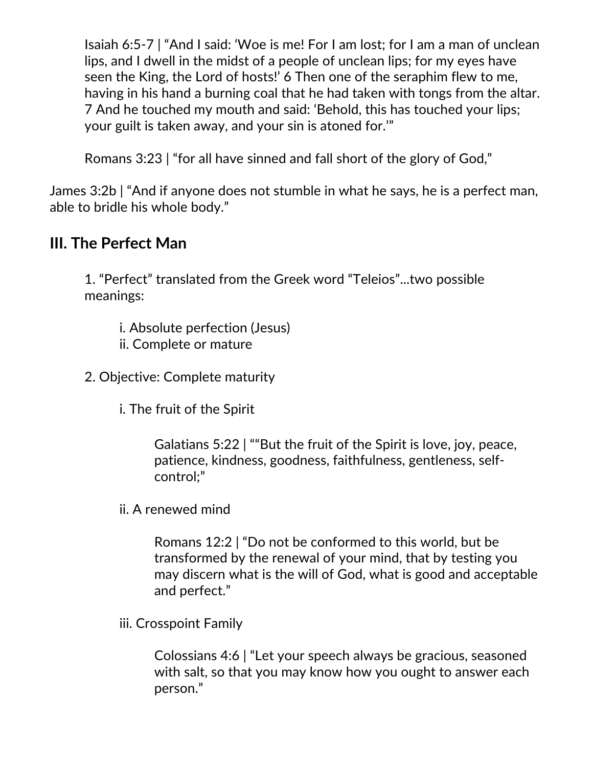Isaiah 6:5-7 | “And I said: ‘Woe is me! For I am lost; for I am a man of unclean lips, and I dwell in the midst of a people of unclean lips; for my eyes have seen the King, the Lord of hosts!’ 6 Then one of the seraphim flew to me, having in his hand a burning coal that he had taken with tongs from the altar. 7 And he touched my mouth and said: ‘Behold, this has touched your lips; your guilt is taken away, and your sin is atoned for.’”

Romans 3:23 | “for all have sinned and fall short of the glory of God,”

James 3:2b | “And if anyone does not stumble in what he says, he is a perfect man, able to bridle his whole body.”

## III. The Perfect Man

1. “Perfect” translated from the Greek word “Teleios”...two possible meanings:

    i. Absolute perfection (Jesus)
    ii. Complete or mature

2. Objective: Complete maturity

    i. The fruit of the Spirit

        Galatians 5:22 | ““But the fruit of the Spirit is love, joy, peace, patience, kindness, goodness, faithfulness, gentleness, self-control;”

    ii. A renewed mind

        Romans 12:2 | “Do not be conformed to this world, but be transformed by the renewal of your mind, that by testing you may discern what is the will of God, what is good and acceptable and perfect.”

    iii. Crosspoint Family

        Colossians 4:6 | “Let your speech always be gracious, seasoned with salt, so that you may know how you ought to answer each person.”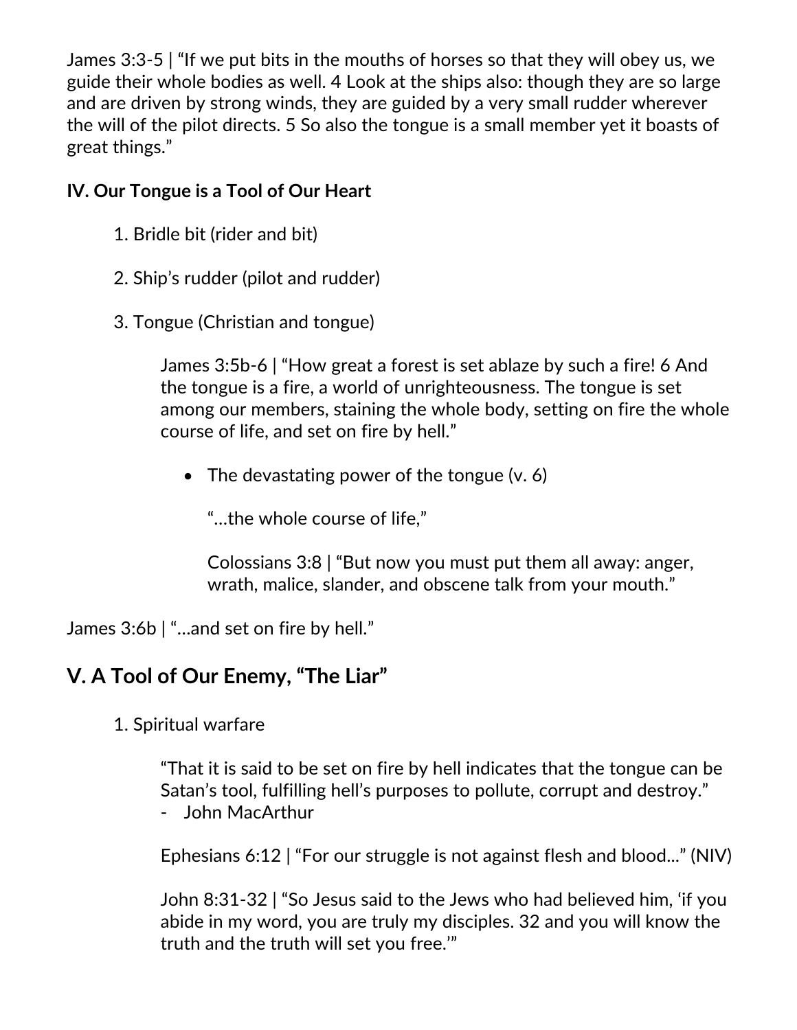James 3:3-5 | "If we put bits in the mouths of horses so that they will obey us, we guide their whole bodies as well. 4 Look at the ships also: though they are so large and are driven by strong winds, they are guided by a very small rudder wherever the will of the pilot directs. 5 So also the tongue is a small member yet it boasts of great things."

**IV. Our Tongue is a Tool of Our Heart**

1. Bridle bit (rider and bit)

2. Ship's rudder (pilot and rudder)

3. Tongue (Christian and tongue)

   James 3:5b-6 | "How great a forest is set ablaze by such a fire! 6 And the tongue is a fire, a world of unrighteousness. The tongue is set among our members, staining the whole body, setting on fire the whole course of life, and set on fire by hell."

   - The devastating power of the tongue (v. 6)

     "...the whole course of life,"

     Colossians 3:8 | "But now you must put them all away: anger, wrath, malice, slander, and obscene talk from your mouth."

James 3:6b | "...and set on fire by hell."

## V. A Tool of Our Enemy, "The Liar"

1. Spiritual warfare

   "That it is said to be set on fire by hell indicates that the tongue can be Satan's tool, fulfilling hell's purposes to pollute, corrupt and destroy."
   - John MacArthur

   Ephesians 6:12 | "For our struggle is not against flesh and blood..." (NIV)

   John 8:31-32 | "So Jesus said to the Jews who had believed him, 'if you abide in my word, you are truly my disciples. 32 and you will know the truth and the truth will set you free.'"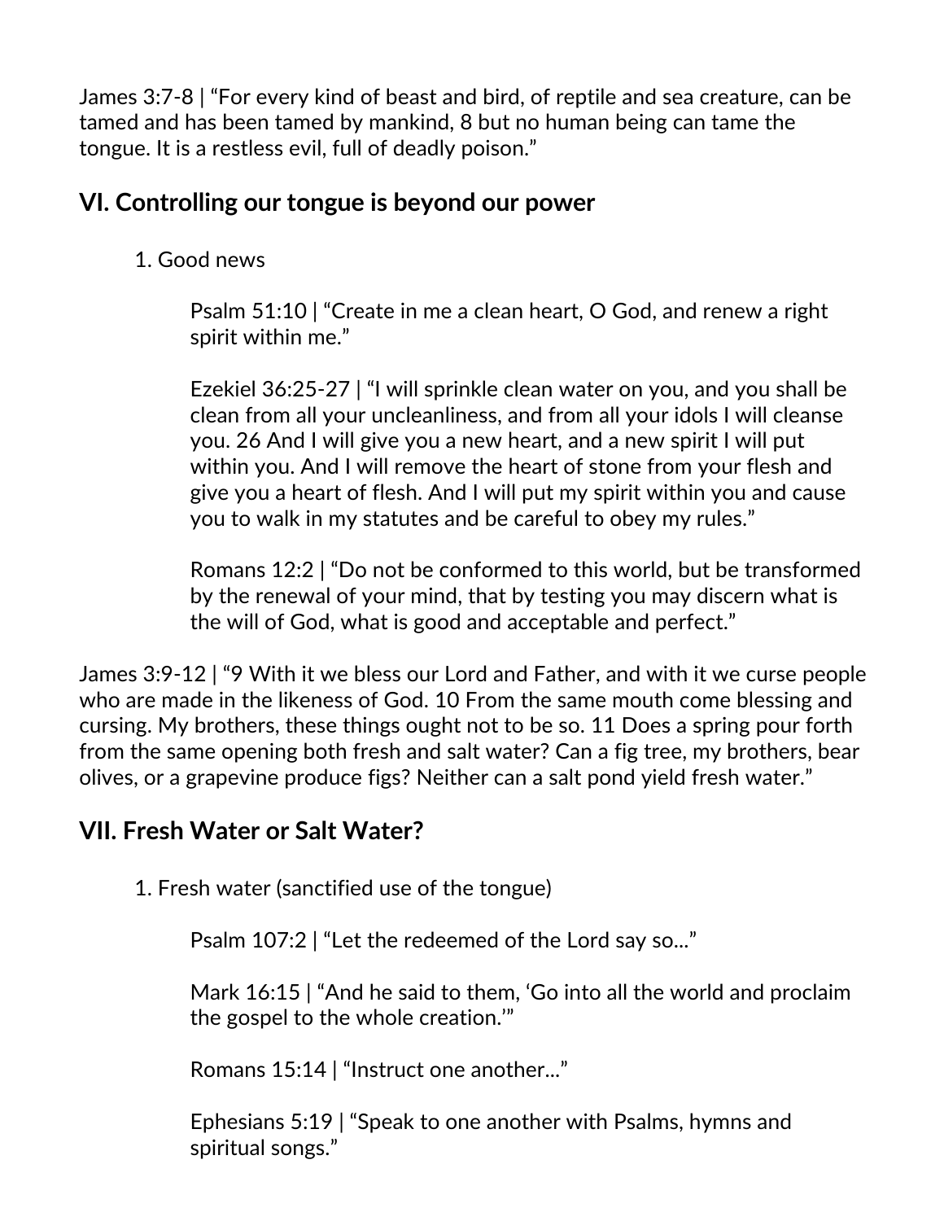James 3:7-8 | “For every kind of beast and bird, of reptile and sea creature, can be tamed and has been tamed by mankind, 8 but no human being can tame the tongue. It is a restless evil, full of deadly poison.”

## VI. Controlling our tongue is beyond our power

1. Good news

   Psalm 51:10 | “Create in me a clean heart, O God, and renew a right spirit within me.”

   Ezekiel 36:25-27 | “I will sprinkle clean water on you, and you shall be clean from all your uncleanliness, and from all your idols I will cleanse you. 26 And I will give you a new heart, and a new spirit I will put within you. And I will remove the heart of stone from your flesh and give you a heart of flesh. And I will put my spirit within you and cause you to walk in my statutes and be careful to obey my rules.”

   Romans 12:2 | “Do not be conformed to this world, but be transformed by the renewal of your mind, that by testing you may discern what is the will of God, what is good and acceptable and perfect.”

James 3:9-12 | “9 With it we bless our Lord and Father, and with it we curse people who are made in the likeness of God. 10 From the same mouth come blessing and cursing. My brothers, these things ought not to be so. 11 Does a spring pour forth from the same opening both fresh and salt water? Can a fig tree, my brothers, bear olives, or a grapevine produce figs? Neither can a salt pond yield fresh water.”

## VII. Fresh Water or Salt Water?

1. Fresh water (sanctified use of the tongue)

   Psalm 107:2 | “Let the redeemed of the Lord say so...”

   Mark 16:15 | “And he said to them, ‘Go into all the world and proclaim the gospel to the whole creation.’”

   Romans 15:14 | “Instruct one another...”

   Ephesians 5:19 | “Speak to one another with Psalms, hymns and spiritual songs.”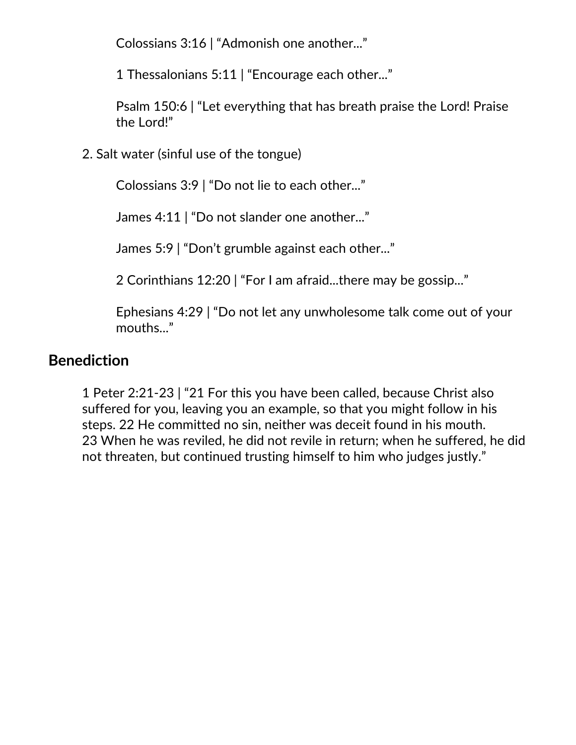Colossians 3:16 | "Admonish one another..."

1 Thessalonians 5:11 | "Encourage each other..."

Psalm 150:6 | "Let everything that has breath praise the Lord! Praise the Lord!"

2. Salt water (sinful use of the tongue)

Colossians 3:9 | "Do not lie to each other..."

James 4:11 | "Do not slander one another..."

James 5:9 | "Don't grumble against each other..."

2 Corinthians 12:20 | "For I am afraid...there may be gossip..."

Ephesians 4:29 | "Do not let any unwholesome talk come out of your mouths..."

## Benediction

1 Peter 2:21-23 | "21 For this you have been called, because Christ also suffered for you, leaving you an example, so that you might follow in his steps. 22 He committed no sin, neither was deceit found in his mouth. 23 When he was reviled, he did not revile in return; when he suffered, he did not threaten, but continued trusting himself to him who judges justly."